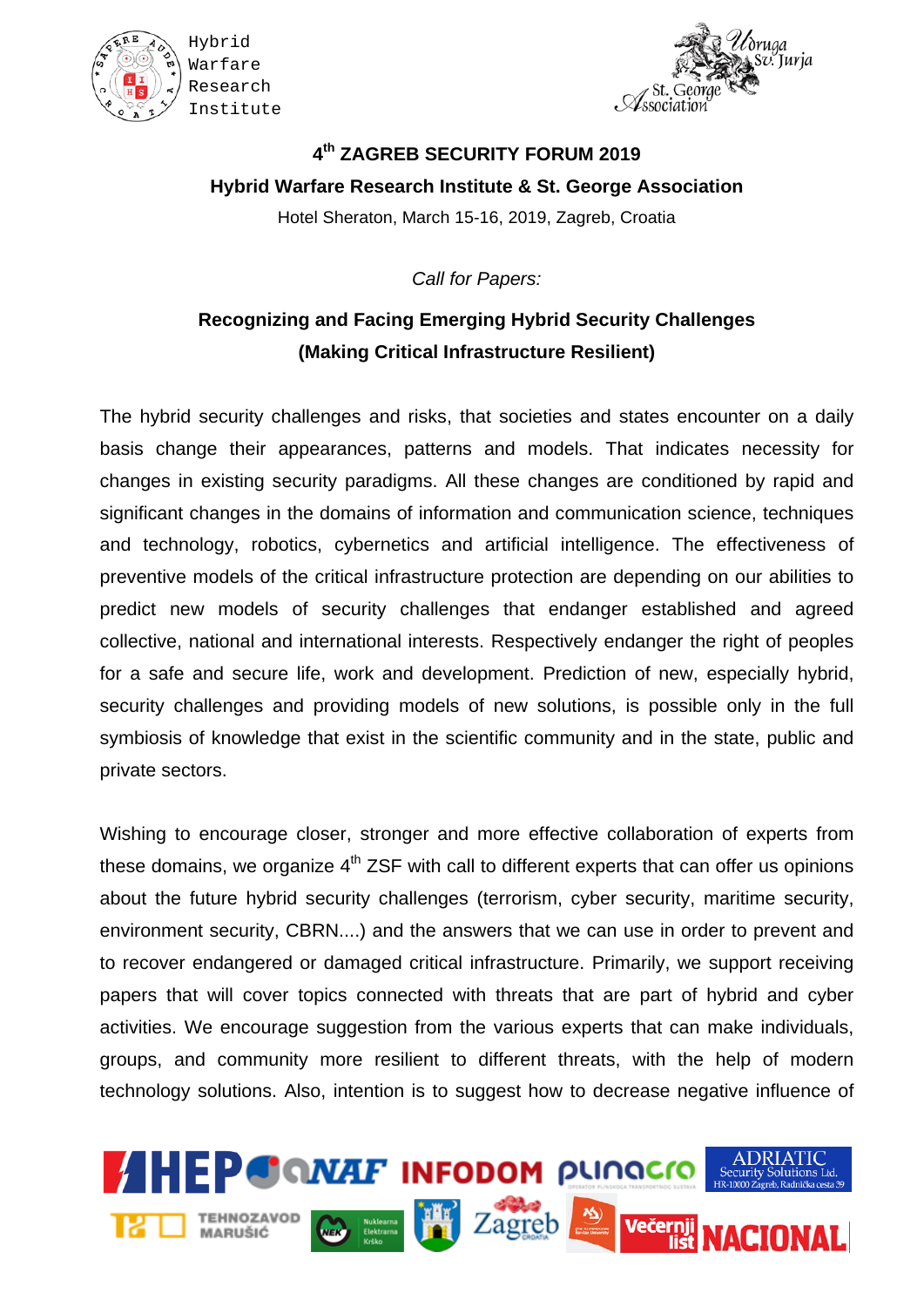Hybrid Warfare Research Institute

Udruga Sv. Jurja
St. George Association

# 4th ZAGREB SECURITY FORUM 2019

**Hybrid Warfare Research Institute & St. George Association**

Hotel Sheraton, March 15-16, 2019, Zagreb, Croatia

*Call for Papers:*

## Recognizing and Facing Emerging Hybrid Security Challenges (Making Critical Infrastructure Resilient)

The hybrid security challenges and risks, that societies and states encounter on a daily basis change their appearances, patterns and models. That indicates necessity for changes in existing security paradigms. All these changes are conditioned by rapid and significant changes in the domains of information and communication science, techniques and technology, robotics, cybernetics and artificial intelligence. The effectiveness of preventive models of the critical infrastructure protection are depending on our abilities to predict new models of security challenges that endanger established and agreed collective, national and international interests. Respectively endanger the right of peoples for a safe and secure life, work and development. Prediction of new, especially hybrid, security challenges and providing models of new solutions, is possible only in the full symbiosis of knowledge that exist in the scientific community and in the state, public and private sectors.

Wishing to encourage closer, stronger and more effective collaboration of experts from these domains, we organize 4th ZSF with call to different experts that can offer us opinions about the future hybrid security challenges (terrorism, cyber security, maritime security, environment security, CBRN....) and the answers that we can use in order to prevent and to recover endangered or damaged critical infrastructure. Primarily, we support receiving papers that will cover topics connected with threats that are part of hybrid and cyber activities. We encourage suggestion from the various experts that can make individuals, groups, and community more resilient to different threats, with the help of modern technology solutions. Also, intention is to suggest how to decrease negative influence of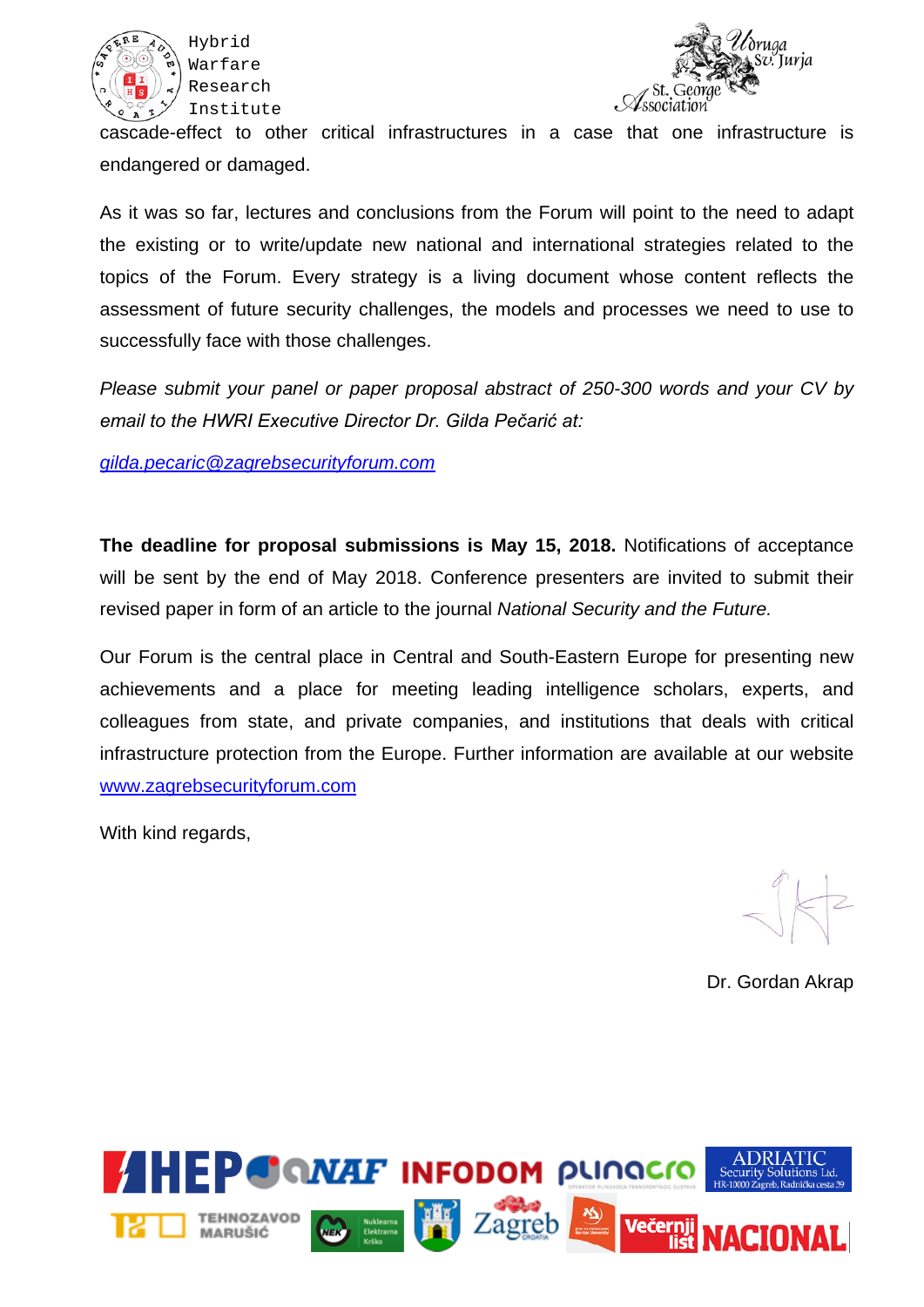cascade-effect to other critical infrastructures in a case that one infrastructure is endangered or damaged.

As it was so far, lectures and conclusions from the Forum will point to the need to adapt the existing or to write/update new national and international strategies related to the topics of the Forum. Every strategy is a living document whose content reflects the assessment of future security challenges, the models and processes we need to use to successfully face with those challenges.

*Please submit your panel or paper proposal abstract of 250-300 words and your CV by email to the HWRI Executive Director Dr. Gilda Pečarić at:*

*gilda.pecaric@zagrebsecurityforum.com*

**The deadline for proposal submissions is May 15, 2018.** Notifications of acceptance will be sent by the end of May 2018. Conference presenters are invited to submit their revised paper in form of an article to the journal *National Security and the Future.*

Our Forum is the central place in Central and South-Eastern Europe for presenting new achievements and a place for meeting leading intelligence scholars, experts, and colleagues from state, and private companies, and institutions that deals with critical infrastructure protection from the Europe. Further information are available at our website www.zagrebsecurityforum.com

With kind regards,

Dr. Gordan Akrap